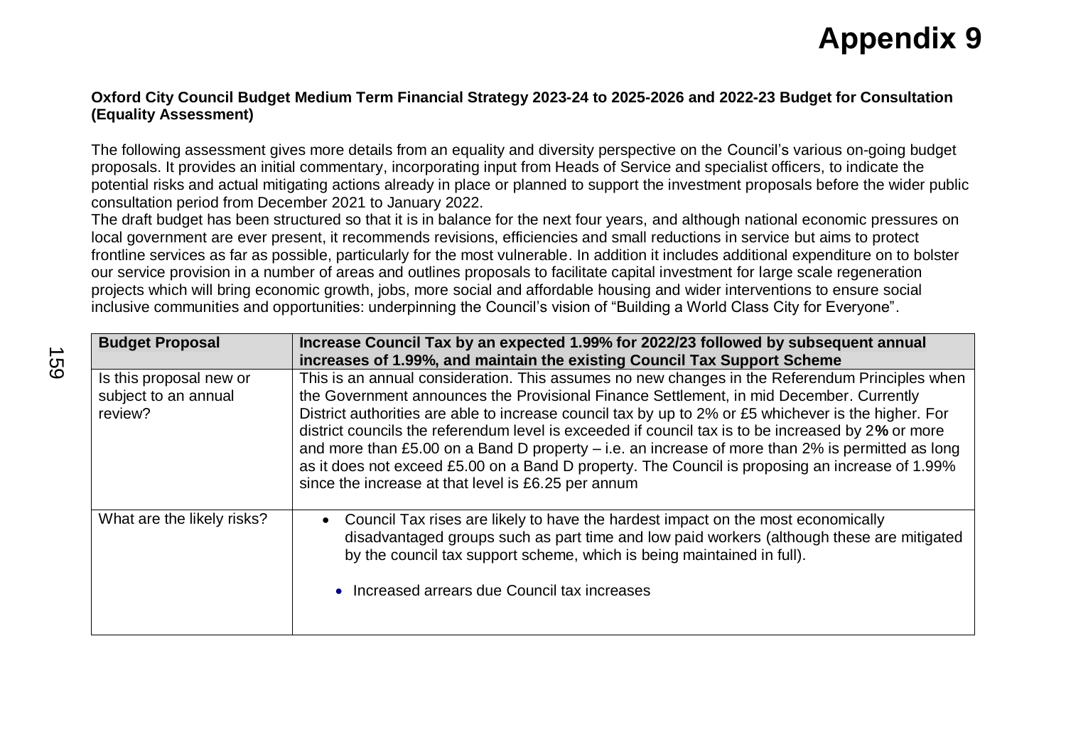# Appendix 9

**Oxford City Council Budget Medium Term Financial Strategy 2023-24 to 2025-2026 and 2022-23 Budget for Consultation (Equality Assessment)**

The following assessment gives more details from an equality and diversity perspective on the Council's various on-going budget proposals. It provides an initial commentary, incorporating input from Heads of Service and specialist officers, to indicate the potential risks and actual mitigating actions already in place or planned to support the investment proposals before the wider public consultation period from December 2021 to January 2022.

The draft budget has been structured so that it is in balance for the next four years, and although national economic pressures on local government are ever present, it recommends revisions, efficiencies and small reductions in service but aims to protect frontline services as far as possible, particularly for the most vulnerable. In addition it includes additional expenditure on to bolster our service provision in a number of areas and outlines proposals to facilitate capital investment for large scale regeneration projects which will bring economic growth, jobs, more social and affordable housing and wider interventions to ensure social inclusive communities and opportunities: underpinning the Council's vision of "Building a World Class City for Everyone".

| **Budget Proposal** | **Increase Council Tax by an expected 1.99% for 2022/23 followed by subsequent annual increases of 1.99%, and maintain the existing Council Tax Support Scheme** |
|---|---|
| Is this proposal new or subject to an annual review? | This is an annual consideration. This assumes no new changes in the Referendum Principles when the Government announces the Provisional Finance Settlement, in mid December. Currently District authorities are able to increase council tax by up to 2% or £5 whichever is the higher. For district councils the referendum level is exceeded if council tax is to be increased by 2**%** or more and more than £5.00 on a Band D property – i.e. an increase of more than 2% is permitted as long as it does not exceed £5.00 on a Band D property. The Council is proposing an increase of 1.99% since the increase at that level is £6.25 per annum |
| What are the likely risks? | • Council Tax rises are likely to have the hardest impact on the most economically disadvantaged groups such as part time and low paid workers (although these are mitigated by the council tax support scheme, which is being maintained in full).<br><br>• Increased arrears due Council tax increases |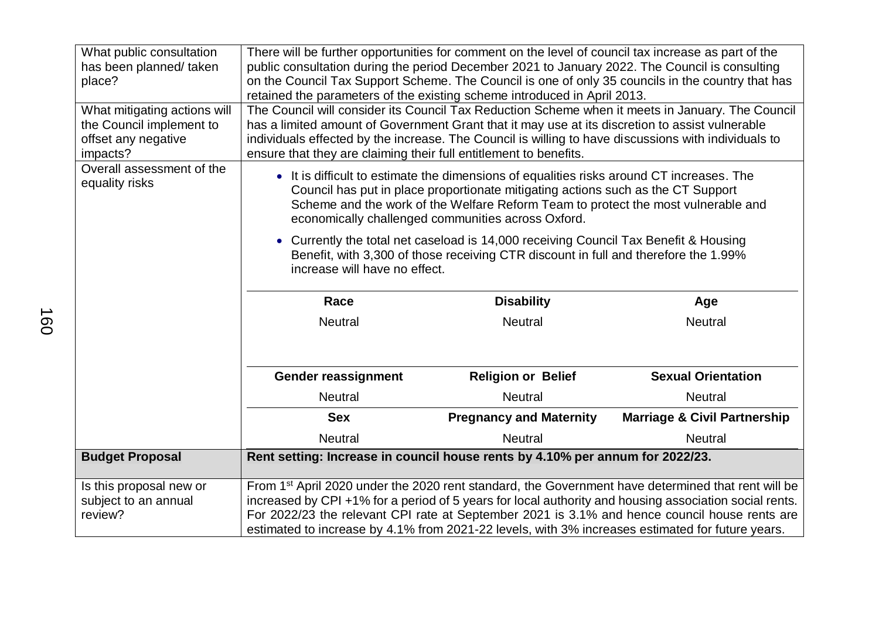| | |
|---|---|
| What public consultation has been planned/ taken place? | There will be further opportunities for comment on the level of council tax increase as part of the public consultation during the period December 2021 to January 2022. The Council is consulting on the Council Tax Support Scheme. The Council is one of only 35 councils in the country that has retained the parameters of the existing scheme introduced in April 2013. |
| What mitigating actions will the Council implement to offset any negative impacts? | The Council will consider its Council Tax Reduction Scheme when it meets in January. The Council has a limited amount of Government Grant that it may use at its discretion to assist vulnerable individuals effected by the increase. The Council is willing to have discussions with individuals to ensure that they are claiming their full entitlement to benefits. |
| Overall assessment of the equality risks | • It is difficult to estimate the dimensions of equalities risks around CT increases. The Council has put in place proportionate mitigating actions such as the CT Support Scheme and the work of the Welfare Reform Team to protect the most vulnerable and economically challenged communities across Oxford.<br>• Currently the total net caseload is 14,000 receiving Council Tax Benefit & Housing Benefit, with 3,300 of those receiving CTR discount in full and therefore the 1.99% increase will have no effect.<br><br>**Race**: Neutral; **Disability**: Neutral; **Age**: Neutral<br>**Gender reassignment**: Neutral; **Religion or Belief**: Neutral; **Sexual Orientation**: Neutral<br>**Sex**: Neutral; **Pregnancy and Maternity**: Neutral; **Marriage & Civil Partnership**: Neutral |
| **Budget Proposal** | **Rent setting: Increase in council house rents by 4.10% per annum for 2022/23.** |
| Is this proposal new or subject to an annual review? | From 1st April 2020 under the 2020 rent standard, the Government have determined that rent will be increased by CPI +1% for a period of 5 years for local authority and housing association social rents. For 2022/23 the relevant CPI rate at September 2021 is 3.1% and hence council house rents are estimated to increase by 4.1% from 2021-22 levels, with 3% increases estimated for future years. |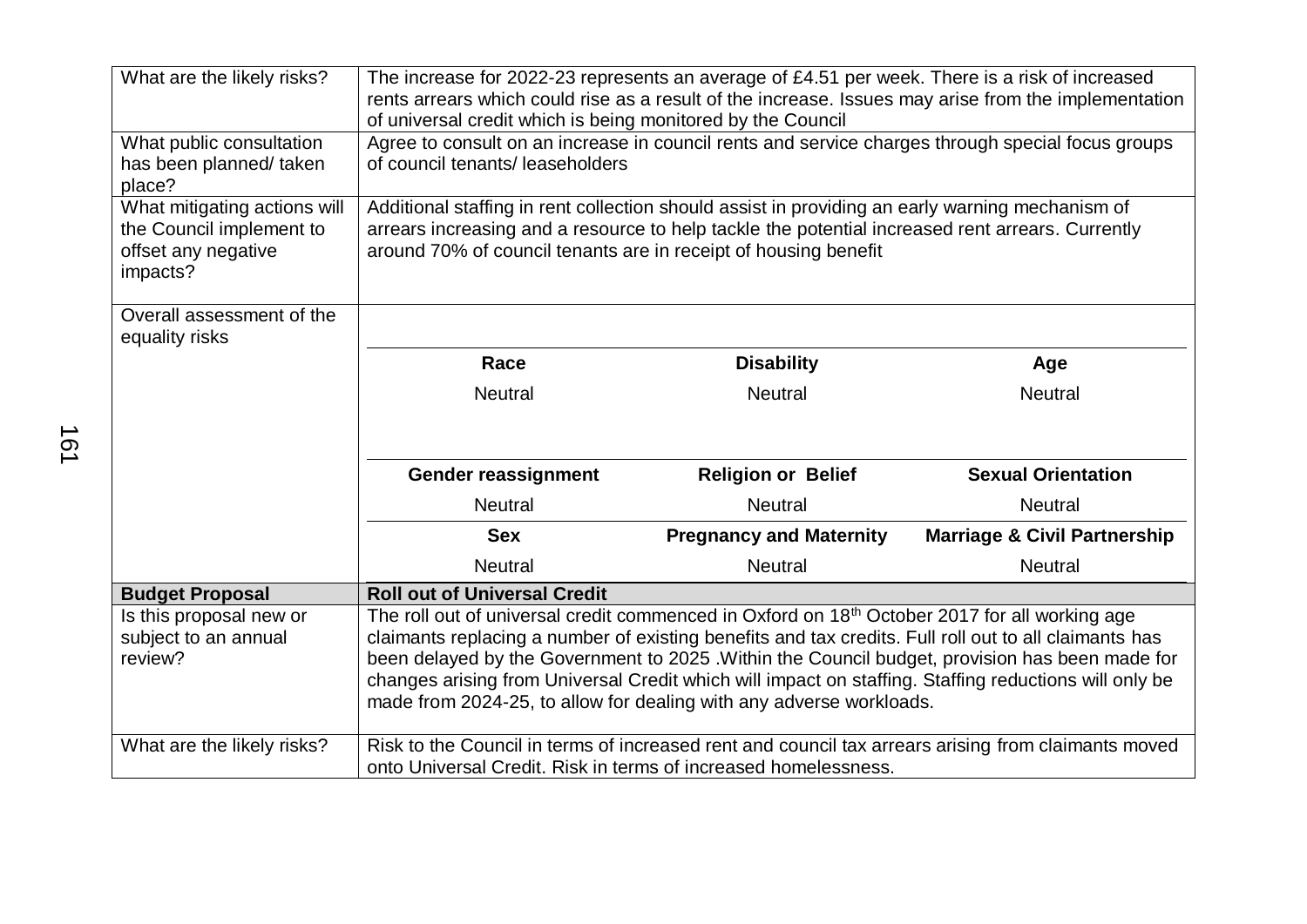| | |
|---|---|
| What are the likely risks? | The increase for 2022-23 represents an average of £4.51 per week. There is a risk of increased rents arrears which could rise as a result of the increase. Issues may arise from the implementation of universal credit which is being monitored by the Council |
| What public consultation has been planned/ taken place? | Agree to consult on an increase in council rents and service charges through special focus groups of council tenants/ leaseholders |
| What mitigating actions will the Council implement to offset any negative impacts? | Additional staffing in rent collection should assist in providing an early warning mechanism of arrears increasing and a resource to help tackle the potential increased rent arrears. Currently around 70% of council tenants are in receipt of housing benefit |
| Overall assessment of the equality risks | **Race**: Neutral; **Disability**: Neutral; **Age**: Neutral; **Gender reassignment**: Neutral; **Religion or Belief**: Neutral; **Sexual Orientation**: Neutral; **Sex**: Neutral; **Pregnancy and Maternity**: Neutral; **Marriage & Civil Partnership**: Neutral |
| **Budget Proposal** | **Roll out of Universal Credit** |
| Is this proposal new or subject to an annual review? | The roll out of universal credit commenced in Oxford on 18th October 2017 for all working age claimants replacing a number of existing benefits and tax credits. Full roll out to all claimants has been delayed by the Government to 2025 .Within the Council budget, provision has been made for changes arising from Universal Credit which will impact on staffing. Staffing reductions will only be made from 2024-25, to allow for dealing with any adverse workloads. |
| What are the likely risks? | Risk to the Council in terms of increased rent and council tax arrears arising from claimants moved onto Universal Credit. Risk in terms of increased homelessness. |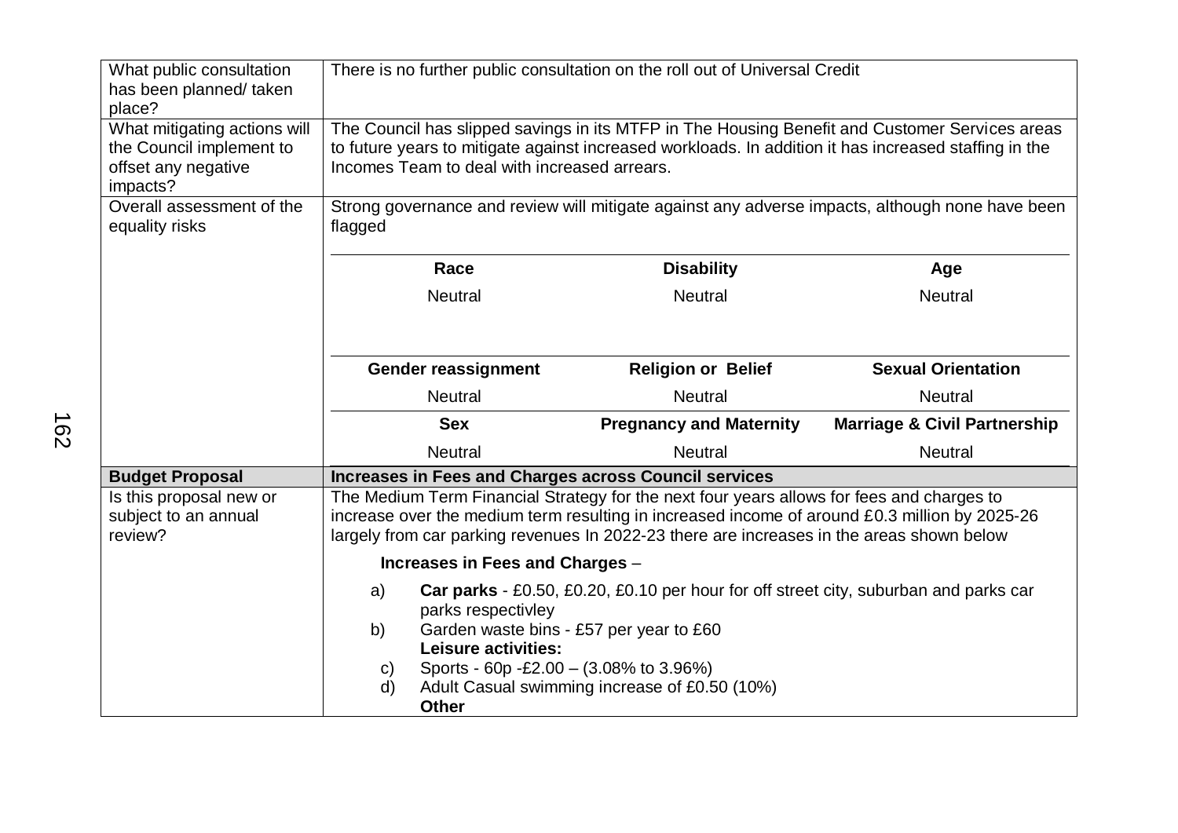| | |
|---|---|
| What public consultation has been planned/ taken place? | There is no further public consultation on the roll out of Universal Credit |
| What mitigating actions will the Council implement to offset any negative impacts? | The Council has slipped savings in its MTFP in The Housing Benefit and Customer Services areas to future years to mitigate against increased workloads. In addition it has increased staffing in the Incomes Team to deal with increased arrears. |
| Overall assessment of the equality risks | Strong governance and review will mitigate against any adverse impacts, although none have been flagged<br><br>**Race**: Neutral; **Disability**: Neutral; **Age**: Neutral<br>**Gender reassignment**: Neutral; **Religion or Belief**: Neutral; **Sexual Orientation**: Neutral<br>**Sex**: Neutral; **Pregnancy and Maternity**: Neutral; **Marriage & Civil Partnership**: Neutral |
| **Budget Proposal** | **Increases in Fees and Charges across Council services** |
| Is this proposal new or subject to an annual review? | The Medium Term Financial Strategy for the next four years allows for fees and charges to increase over the medium term resulting in increased income of around £0.3 million by 2025-26 largely from car parking revenues In 2022-23 there are increases in the areas shown below<br><br>**Increases in Fees and Charges** –<br><br>a) **Car parks** - £0.50, £0.20, £0.10 per hour for off street city, suburban and parks car parks respectivley<br>b) Garden waste bins - £57 per year to £60<br>**Leisure activities:**<br>c) Sports - 60p -£2.00 – (3.08% to 3.96%)<br>d) Adult Casual swimming increase of £0.50 (10%)<br>**Other** |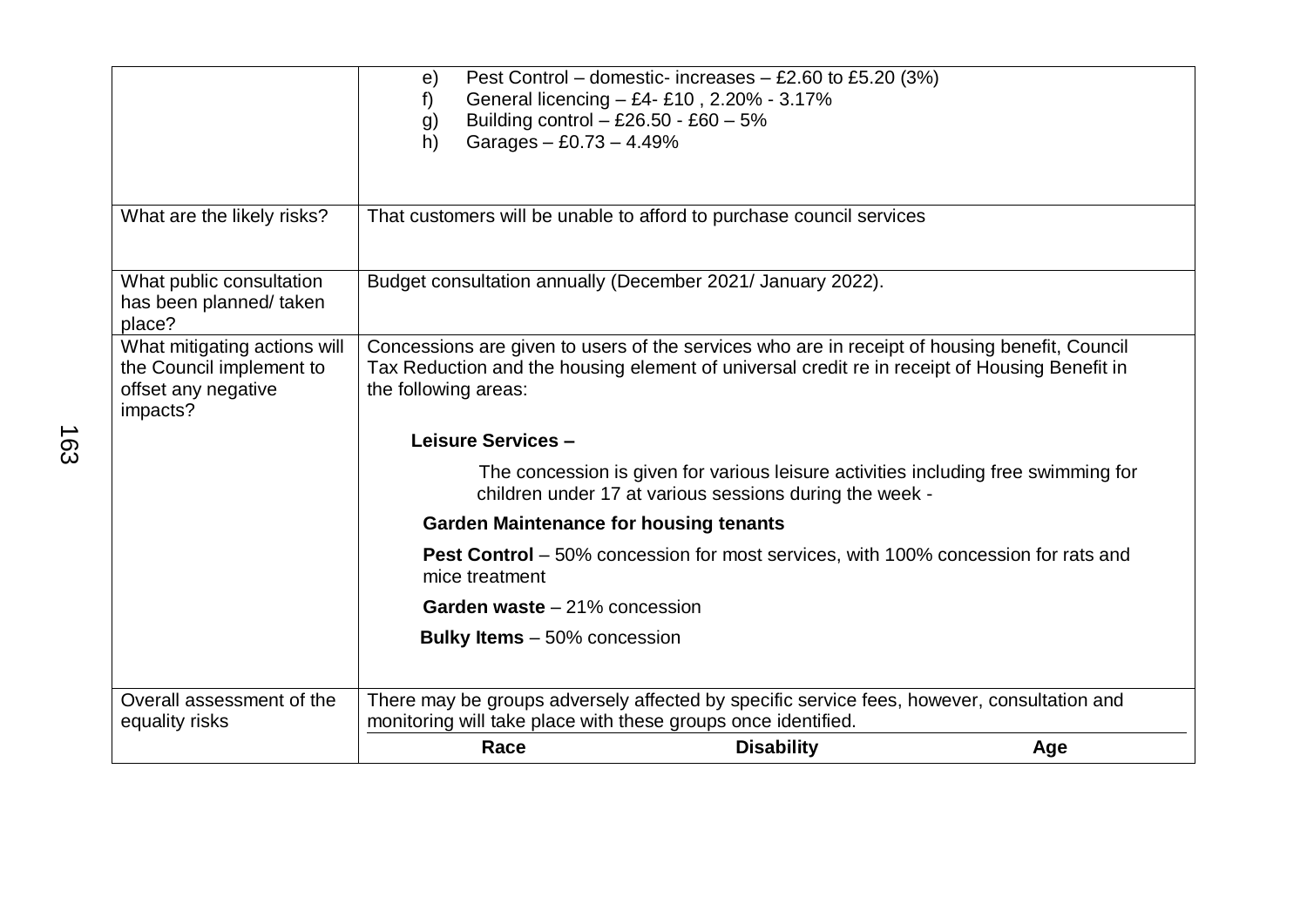| | |
|---|---|
| | e) Pest Control – domestic- increases – £2.60 to £5.20 (3%)<br>f) General licencing – £4- £10 , 2.20% - 3.17%<br>g) Building control – £26.50 - £60 – 5%<br>h) Garages – £0.73 – 4.49% |
| What are the likely risks? | That customers will be unable to afford to purchase council services |
| What public consultation has been planned/ taken place? | Budget consultation annually (December 2021/ January 2022). |
| What mitigating actions will the Council implement to offset any negative impacts? | Concessions are given to users of the services who are in receipt of housing benefit, Council Tax Reduction and the housing element of universal credit re in receipt of Housing Benefit in the following areas:<br><br>**Leisure Services –**<br><br>The concession is given for various leisure activities including free swimming for children under 17 at various sessions during the week -<br><br>**Garden Maintenance for housing tenants**<br><br>**Pest Control** – 50% concession for most services, with 100% concession for rats and mice treatment<br><br>**Garden waste** – 21% concession<br><br>**Bulky Items** – 50% concession |
| Overall assessment of the equality risks | There may be groups adversely affected by specific service fees, however, consultation and monitoring will take place with these groups once identified.<br><br>**Race** **Disability** **Age** |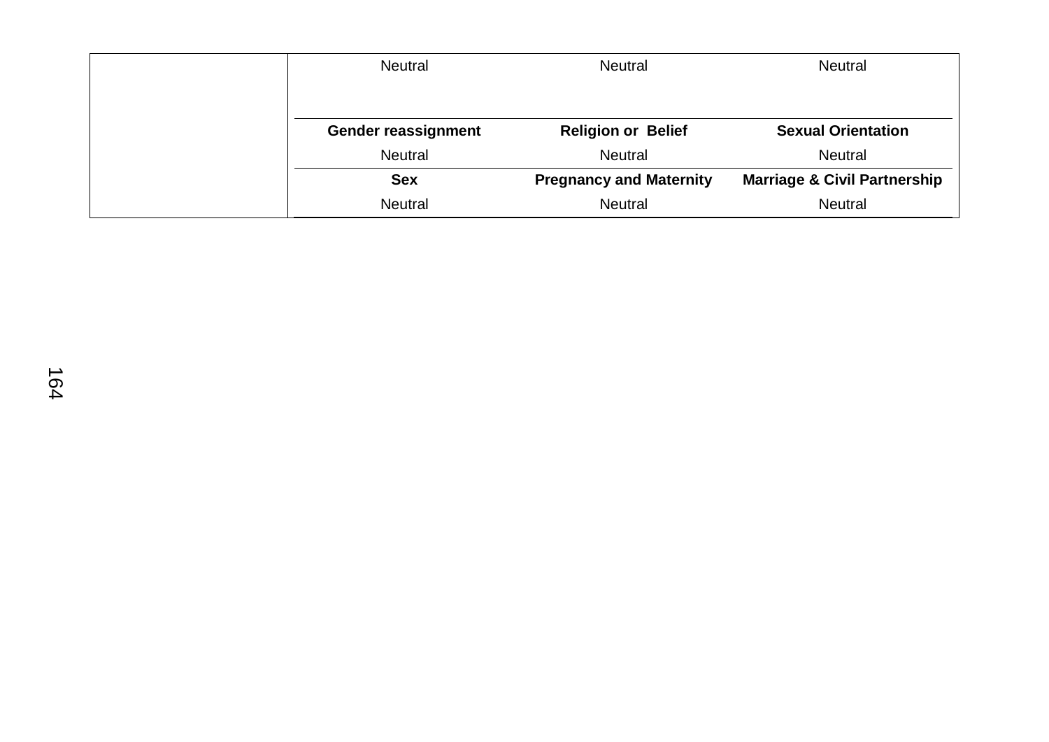| | | | |
|---|---|---|---|
| | Neutral | Neutral | Neutral |
| | **Gender reassignment** | **Religion or Belief** | **Sexual Orientation** |
| | Neutral | Neutral | Neutral |
| | **Sex** | **Pregnancy and Maternity** | **Marriage & Civil Partnership** |
| | Neutral | Neutral | Neutral |